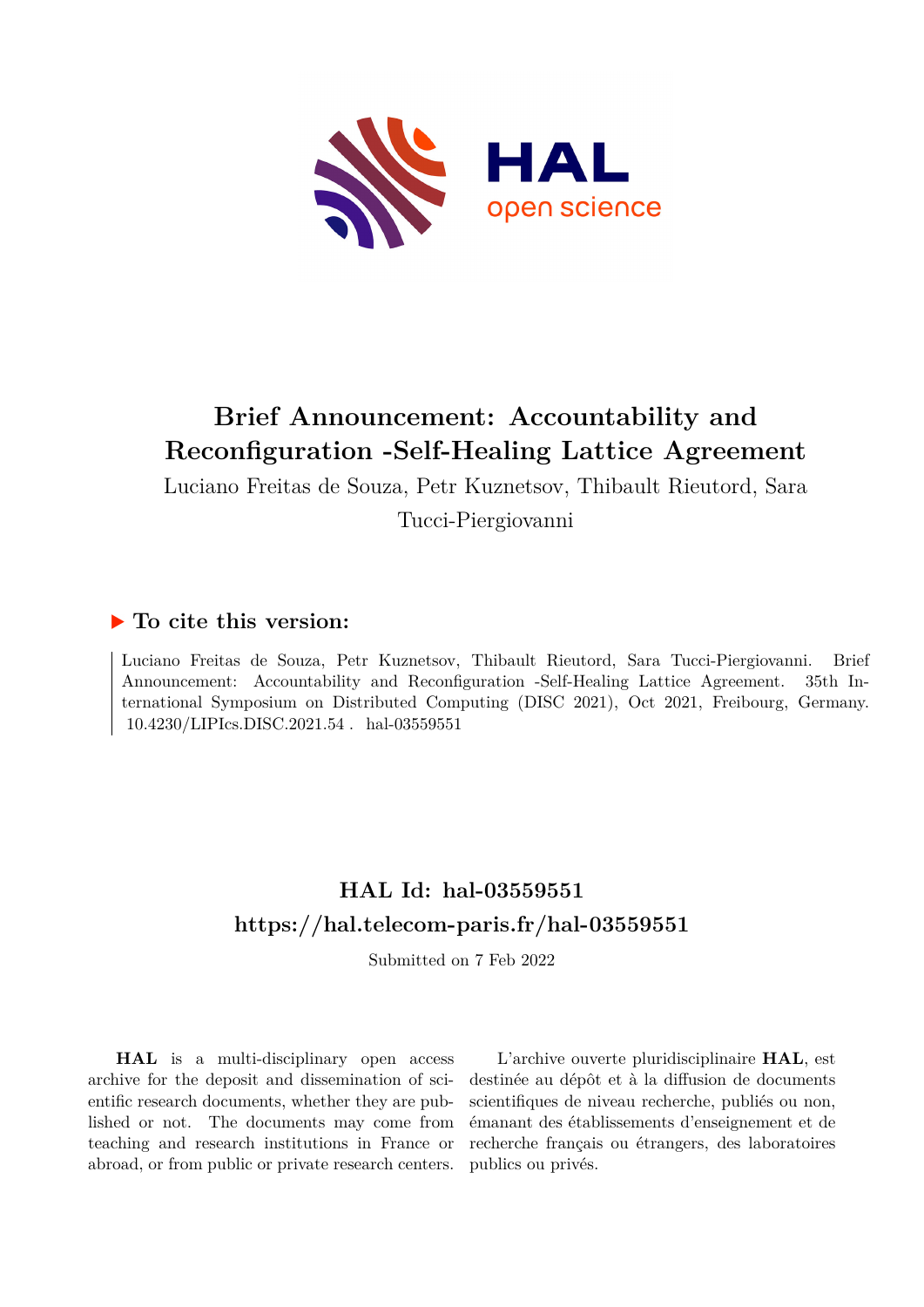# Brief Announcement: Accountability and Reconfiguration -Self-Healing Lattice Agreement

Luciano Freitas de Souza, Petr Kuznetsov, Thibault Rieutord, Sara Tucci-Piergiovanni

## ▶ To cite this version:

Luciano Freitas de Souza, Petr Kuznetsov, Thibault Rieutord, Sara Tucci-Piergiovanni. Brief Announcement: Accountability and Reconfiguration -Self-Healing Lattice Agreement. 35th International Symposium on Distributed Computing (DISC 2021), Oct 2021, Freibourg, Germany. 10.4230/LIPIcs.DISC.2021.54 . hal-03559551

## HAL Id: hal-03559551
## https://hal.telecom-paris.fr/hal-03559551

Submitted on 7 Feb 2022

**HAL** is a multi-disciplinary open access archive for the deposit and dissemination of scientific research documents, whether they are published or not. The documents may come from teaching and research institutions in France or abroad, or from public or private research centers.

L'archive ouverte pluridisciplinaire **HAL**, est destinée au dépôt et à la diffusion de documents scientifiques de niveau recherche, publiés ou non, émanant des établissements d'enseignement et de recherche français ou étrangers, des laboratoires publics ou privés.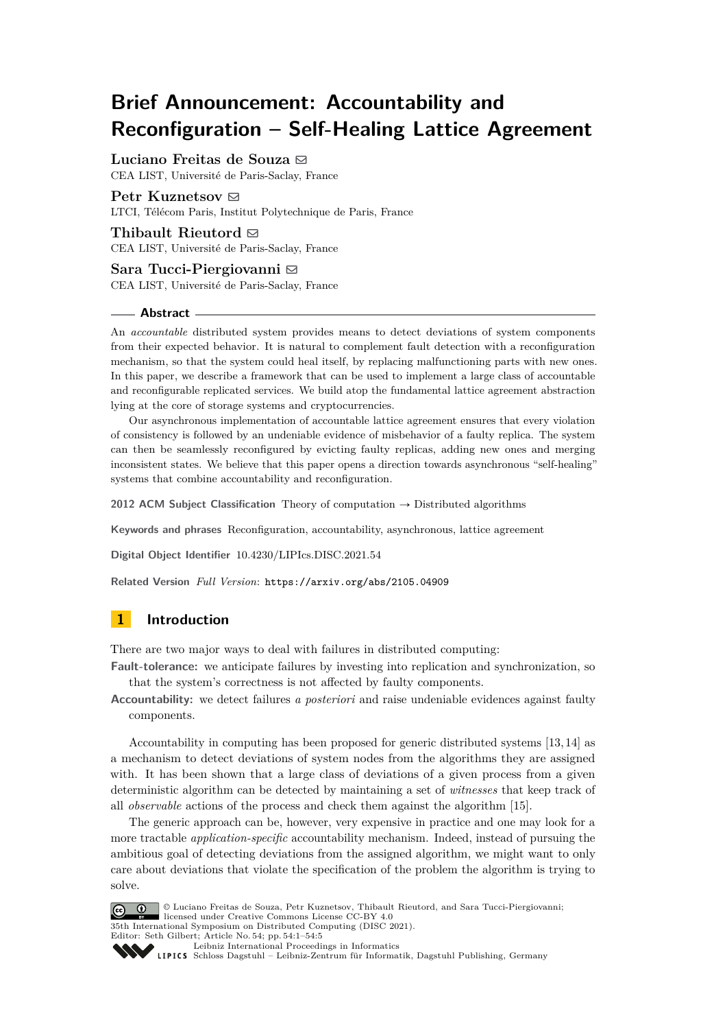# Brief Announcement: Accountability and Reconfiguration – Self-Healing Lattice Agreement

**Luciano Freitas de Souza** ✉
CEA LIST, Université de Paris-Saclay, France

**Petr Kuznetsov** ✉
LTCI, Télécom Paris, Institut Polytechnique de Paris, France

**Thibault Rieutord** ✉
CEA LIST, Université de Paris-Saclay, France

**Sara Tucci-Piergiovanni** ✉
CEA LIST, Université de Paris-Saclay, France

## Abstract

An *accountable* distributed system provides means to detect deviations of system components from their expected behavior. It is natural to complement fault detection with a reconfiguration mechanism, so that the system could heal itself, by replacing malfunctioning parts with new ones. In this paper, we describe a framework that can be used to implement a large class of accountable and reconfigurable replicated services. We build atop the fundamental lattice agreement abstraction lying at the core of storage systems and cryptocurrencies.

Our asynchronous implementation of accountable lattice agreement ensures that every violation of consistency is followed by an undeniable evidence of misbehavior of a faulty replica. The system can then be seamlessly reconfigured by evicting faulty replicas, adding new ones and merging inconsistent states. We believe that this paper opens a direction towards asynchronous "self-healing" systems that combine accountability and reconfiguration.

**2012 ACM Subject Classification** Theory of computation → Distributed algorithms

**Keywords and phrases** Reconfiguration, accountability, asynchronous, lattice agreement

**Digital Object Identifier** 10.4230/LIPIcs.DISC.2021.54

**Related Version** *Full Version*: https://arxiv.org/abs/2105.04909

## 1 Introduction

There are two major ways to deal with failures in distributed computing:

**Fault-tolerance:** we anticipate failures by investing into replication and synchronization, so that the system's correctness is not affected by faulty components.

**Accountability:** we detect failures *a posteriori* and raise undeniable evidences against faulty components.

Accountability in computing has been proposed for generic distributed systems [13, 14] as a mechanism to detect deviations of system nodes from the algorithms they are assigned with. It has been shown that a large class of deviations of a given process from a given deterministic algorithm can be detected by maintaining a set of *witnesses* that keep track of all *observable* actions of the process and check them against the algorithm [15].

The generic approach can be, however, very expensive in practice and one may look for a more tractable *application-specific* accountability mechanism. Indeed, instead of pursuing the ambitious goal of detecting deviations from the assigned algorithm, we might want to only care about deviations that violate the specification of the problem the algorithm is trying to solve.

© Luciano Freitas de Souza, Petr Kuznetsov, Thibault Rieutord, and Sara Tucci-Piergiovanni; licensed under Creative Commons License CC-BY 4.0
35th International Symposium on Distributed Computing (DISC 2021).
Editor: Seth Gilbert; Article No. 54; pp. 54:1–54:5
Leibniz International Proceedings in Informatics
Schloss Dagstuhl – Leibniz-Zentrum für Informatik, Dagstuhl Publishing, Germany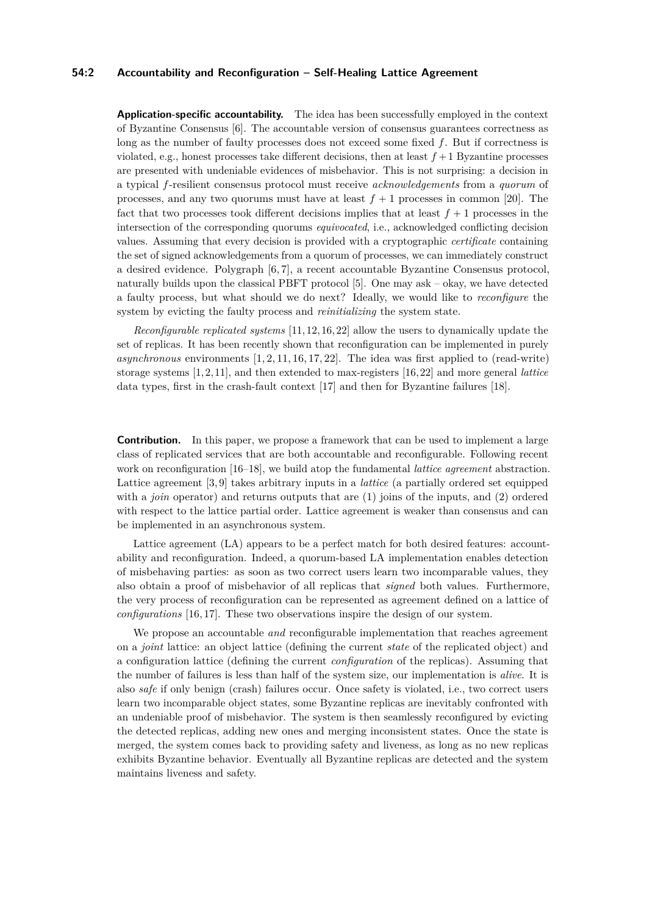**Application-specific accountability.** The idea has been successfully employed in the context of Byzantine Consensus [6]. The accountable version of consensus guarantees correctness as long as the number of faulty processes does not exceed some fixed $f$. But if correctness is violated, e.g., honest processes take different decisions, then at least $f+1$ Byzantine processes are presented with undeniable evidences of misbehavior. This is not surprising: a decision in a typical $f$-resilient consensus protocol must receive *acknowledgements* from a *quorum* of processes, and any two quorums must have at least $f+1$ processes in common [20]. The fact that two processes took different decisions implies that at least $f+1$ processes in the intersection of the corresponding quorums *equivocated*, i.e., acknowledged conflicting decision values. Assuming that every decision is provided with a cryptographic *certificate* containing the set of signed acknowledgements from a quorum of processes, we can immediately construct a desired evidence. Polygraph [6, 7], a recent accountable Byzantine Consensus protocol, naturally builds upon the classical PBFT protocol [5]. One may ask – okay, we have detected a faulty process, but what should we do next? Ideally, we would like to *reconfigure* the system by evicting the faulty process and *reinitializing* the system state.

*Reconfigurable replicated systems* [11, 12, 16, 22] allow the users to dynamically update the set of replicas. It has been recently shown that reconfiguration can be implemented in purely *asynchronous* environments [1, 2, 11, 16, 17, 22]. The idea was first applied to (read-write) storage systems [1, 2, 11], and then extended to max-registers [16, 22] and more general *lattice* data types, first in the crash-fault context [17] and then for Byzantine failures [18].

**Contribution.** In this paper, we propose a framework that can be used to implement a large class of replicated services that are both accountable and reconfigurable. Following recent work on reconfiguration [16–18], we build atop the fundamental *lattice agreement* abstraction. Lattice agreement [3, 9] takes arbitrary inputs in a *lattice* (a partially ordered set equipped with a *join* operator) and returns outputs that are (1) joins of the inputs, and (2) ordered with respect to the lattice partial order. Lattice agreement is weaker than consensus and can be implemented in an asynchronous system.

Lattice agreement (LA) appears to be a perfect match for both desired features: accountability and reconfiguration. Indeed, a quorum-based LA implementation enables detection of misbehaving parties: as soon as two correct users learn two incomparable values, they also obtain a proof of misbehavior of all replicas that *signed* both values. Furthermore, the very process of reconfiguration can be represented as agreement defined on a lattice of *configurations* [16, 17]. These two observations inspire the design of our system.

We propose an accountable *and* reconfigurable implementation that reaches agreement on a *joint* lattice: an object lattice (defining the current *state* of the replicated object) and a configuration lattice (defining the current *configuration* of the replicas). Assuming that the number of failures is less than half of the system size, our implementation is *alive*. It is also *safe* if only benign (crash) failures occur. Once safety is violated, i.e., two correct users learn two incomparable object states, some Byzantine replicas are inevitably confronted with an undeniable proof of misbehavior. The system is then seamlessly reconfigured by evicting the detected replicas, adding new ones and merging inconsistent states. Once the state is merged, the system comes back to providing safety and liveness, as long as no new replicas exhibits Byzantine behavior. Eventually all Byzantine replicas are detected and the system maintains liveness and safety.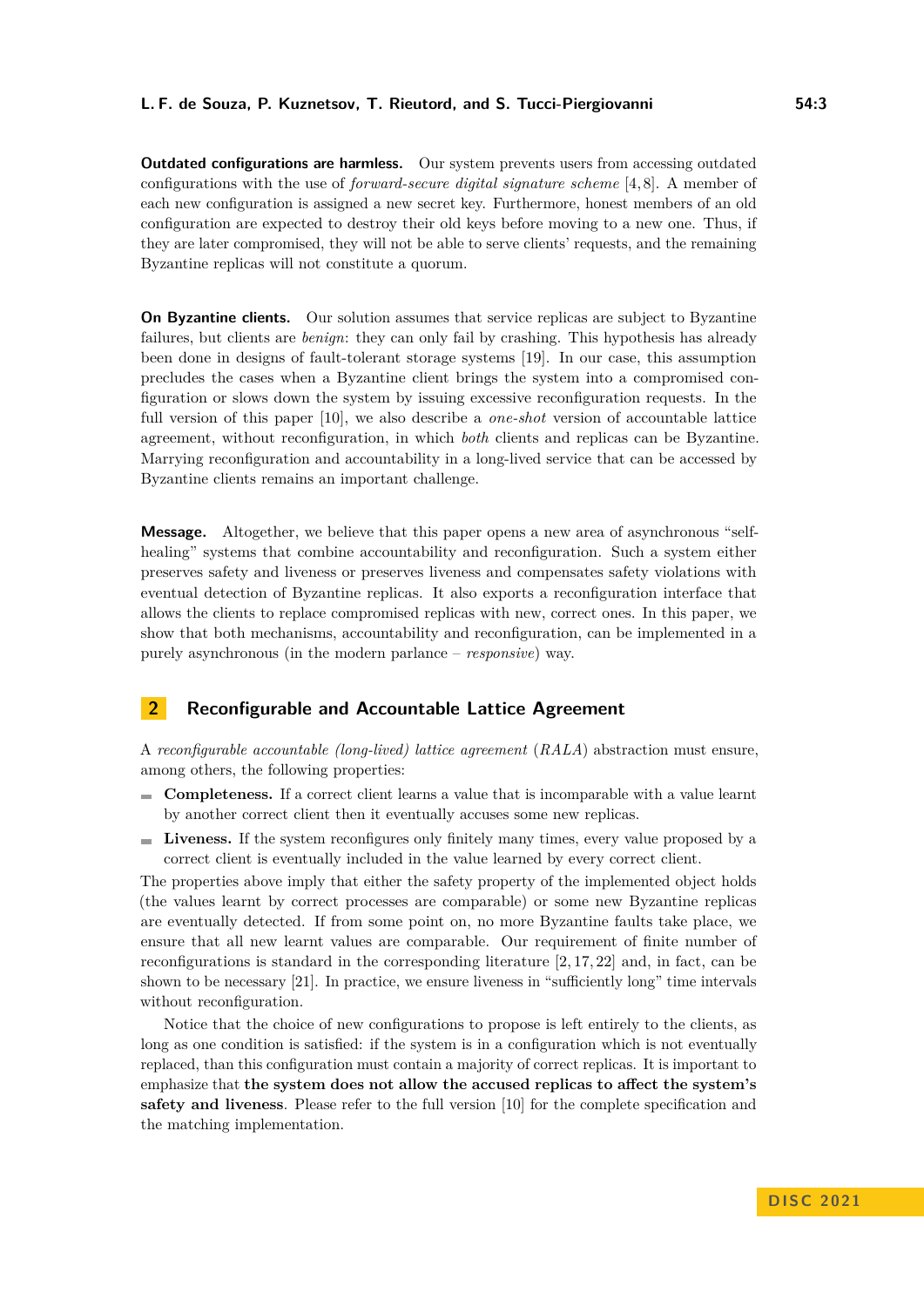**Outdated configurations are harmless.** Our system prevents users from accessing outdated configurations with the use of *forward-secure digital signature scheme* [4, 8]. A member of each new configuration is assigned a new secret key. Furthermore, honest members of an old configuration are expected to destroy their old keys before moving to a new one. Thus, if they are later compromised, they will not be able to serve clients' requests, and the remaining Byzantine replicas will not constitute a quorum.

**On Byzantine clients.** Our solution assumes that service replicas are subject to Byzantine failures, but clients are *benign*: they can only fail by crashing. This hypothesis has already been done in designs of fault-tolerant storage systems [19]. In our case, this assumption precludes the cases when a Byzantine client brings the system into a compromised configuration or slows down the system by issuing excessive reconfiguration requests. In the full version of this paper [10], we also describe a *one-shot* version of accountable lattice agreement, without reconfiguration, in which *both* clients and replicas can be Byzantine. Marrying reconfiguration and accountability in a long-lived service that can be accessed by Byzantine clients remains an important challenge.

**Message.** Altogether, we believe that this paper opens a new area of asynchronous "self-healing" systems that combine accountability and reconfiguration. Such a system either preserves safety and liveness or preserves liveness and compensates safety violations with eventual detection of Byzantine replicas. It also exports a reconfiguration interface that allows the clients to replace compromised replicas with new, correct ones. In this paper, we show that both mechanisms, accountability and reconfiguration, can be implemented in a purely asynchronous (in the modern parlance – *responsive*) way.

## 2 Reconfigurable and Accountable Lattice Agreement

A *reconfigurable accountable (long-lived) lattice agreement* (*RALA*) abstraction must ensure, among others, the following properties:

- **Completeness.** If a correct client learns a value that is incomparable with a value learnt by another correct client then it eventually accuses some new replicas.
- **Liveness.** If the system reconfigures only finitely many times, every value proposed by a correct client is eventually included in the value learned by every correct client.

The properties above imply that either the safety property of the implemented object holds (the values learnt by correct processes are comparable) or some new Byzantine replicas are eventually detected. If from some point on, no more Byzantine faults take place, we ensure that all new learnt values are comparable. Our requirement of finite number of reconfigurations is standard in the corresponding literature [2, 17, 22] and, in fact, can be shown to be necessary [21]. In practice, we ensure liveness in "sufficiently long" time intervals without reconfiguration.

Notice that the choice of new configurations to propose is left entirely to the clients, as long as one condition is satisfied: if the system is in a configuration which is not eventually replaced, than this configuration must contain a majority of correct replicas. It is important to emphasize that **the system does not allow the accused replicas to affect the system's safety and liveness**. Please refer to the full version [10] for the complete specification and the matching implementation.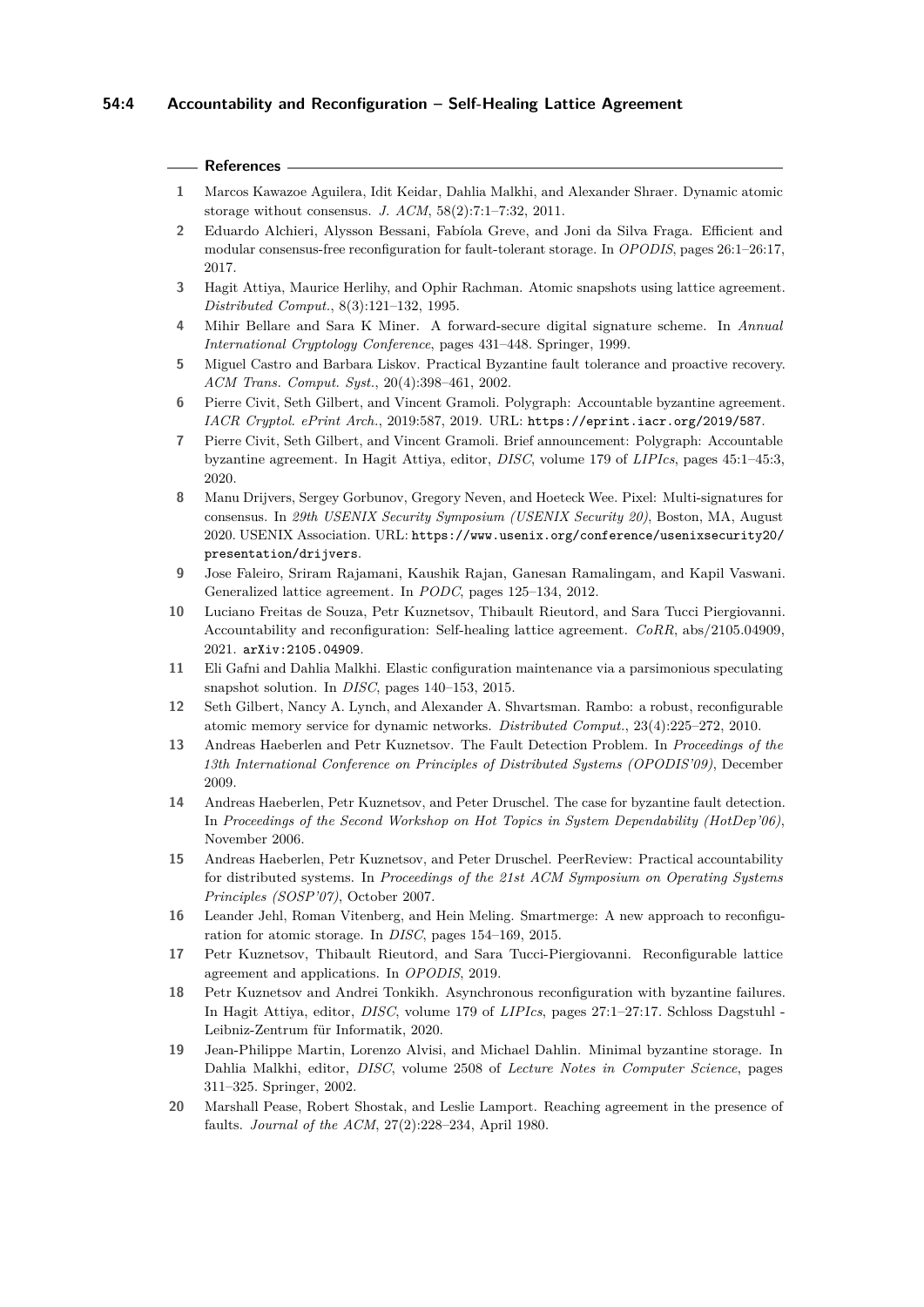## References

1. Marcos Kawazoe Aguilera, Idit Keidar, Dahlia Malkhi, and Alexander Shraer. Dynamic atomic storage without consensus. *J. ACM*, 58(2):7:1–7:32, 2011.
2. Eduardo Alchieri, Alysson Bessani, Fabíola Greve, and Joni da Silva Fraga. Efficient and modular consensus-free reconfiguration for fault-tolerant storage. In *OPODIS*, pages 26:1–26:17, 2017.
3. Hagit Attiya, Maurice Herlihy, and Ophir Rachman. Atomic snapshots using lattice agreement. *Distributed Comput.*, 8(3):121–132, 1995.
4. Mihir Bellare and Sara K Miner. A forward-secure digital signature scheme. In *Annual International Cryptology Conference*, pages 431–448. Springer, 1999.
5. Miguel Castro and Barbara Liskov. Practical Byzantine fault tolerance and proactive recovery. *ACM Trans. Comput. Syst.*, 20(4):398–461, 2002.
6. Pierre Civit, Seth Gilbert, and Vincent Gramoli. Polygraph: Accountable byzantine agreement. *IACR Cryptol. ePrint Arch.*, 2019:587, 2019. URL: `https://eprint.iacr.org/2019/587`.
7. Pierre Civit, Seth Gilbert, and Vincent Gramoli. Brief announcement: Polygraph: Accountable byzantine agreement. In Hagit Attiya, editor, *DISC*, volume 179 of *LIPIcs*, pages 45:1–45:3, 2020.
8. Manu Drijvers, Sergey Gorbunov, Gregory Neven, and Hoeteck Wee. Pixel: Multi-signatures for consensus. In *29th USENIX Security Symposium (USENIX Security 20)*, Boston, MA, August 2020. USENIX Association. URL: `https://www.usenix.org/conference/usenixsecurity20/presentation/drijvers`.
9. Jose Faleiro, Sriram Rajamani, Kaushik Rajan, Ganesan Ramalingam, and Kapil Vaswani. Generalized lattice agreement. In *PODC*, pages 125–134, 2012.
10. Luciano Freitas de Souza, Petr Kuznetsov, Thibault Rieutord, and Sara Tucci Piergiovanni. Accountability and reconfiguration: Self-healing lattice agreement. *CoRR*, abs/2105.04909, 2021. `arXiv:2105.04909`.
11. Eli Gafni and Dahlia Malkhi. Elastic configuration maintenance via a parsimonious speculating snapshot solution. In *DISC*, pages 140–153, 2015.
12. Seth Gilbert, Nancy A. Lynch, and Alexander A. Shvartsman. Rambo: a robust, reconfigurable atomic memory service for dynamic networks. *Distributed Comput.*, 23(4):225–272, 2010.
13. Andreas Haeberlen and Petr Kuznetsov. The Fault Detection Problem. In *Proceedings of the 13th International Conference on Principles of Distributed Systems (OPODIS'09)*, December 2009.
14. Andreas Haeberlen, Petr Kuznetsov, and Peter Druschel. The case for byzantine fault detection. In *Proceedings of the Second Workshop on Hot Topics in System Dependability (HotDep'06)*, November 2006.
15. Andreas Haeberlen, Petr Kuznetsov, and Peter Druschel. PeerReview: Practical accountability for distributed systems. In *Proceedings of the 21st ACM Symposium on Operating Systems Principles (SOSP'07)*, October 2007.
16. Leander Jehl, Roman Vitenberg, and Hein Meling. Smartmerge: A new approach to reconfiguration for atomic storage. In *DISC*, pages 154–169, 2015.
17. Petr Kuznetsov, Thibault Rieutord, and Sara Tucci-Piergiovanni. Reconfigurable lattice agreement and applications. In *OPODIS*, 2019.
18. Petr Kuznetsov and Andrei Tonkikh. Asynchronous reconfiguration with byzantine failures. In Hagit Attiya, editor, *DISC*, volume 179 of *LIPIcs*, pages 27:1–27:17. Schloss Dagstuhl - Leibniz-Zentrum für Informatik, 2020.
19. Jean-Philippe Martin, Lorenzo Alvisi, and Michael Dahlin. Minimal byzantine storage. In Dahlia Malkhi, editor, *DISC*, volume 2508 of *Lecture Notes in Computer Science*, pages 311–325. Springer, 2002.
20. Marshall Pease, Robert Shostak, and Leslie Lamport. Reaching agreement in the presence of faults. *Journal of the ACM*, 27(2):228–234, April 1980.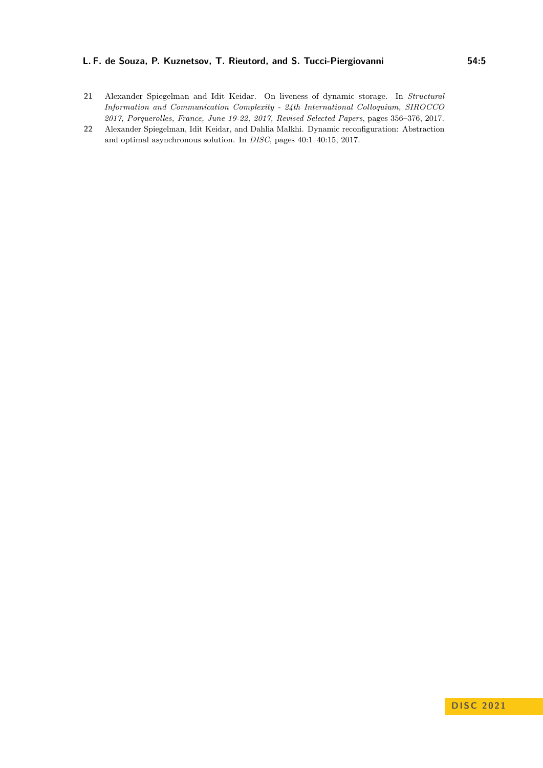21 Alexander Spiegelman and Idit Keidar. On liveness of dynamic storage. In *Structural Information and Communication Complexity - 24th International Colloquium, SIROCCO 2017, Porquerolles, France, June 19-22, 2017, Revised Selected Papers*, pages 356–376, 2017.

22 Alexander Spiegelman, Idit Keidar, and Dahlia Malkhi. Dynamic reconfiguration: Abstraction and optimal asynchronous solution. In *DISC*, pages 40:1–40:15, 2017.